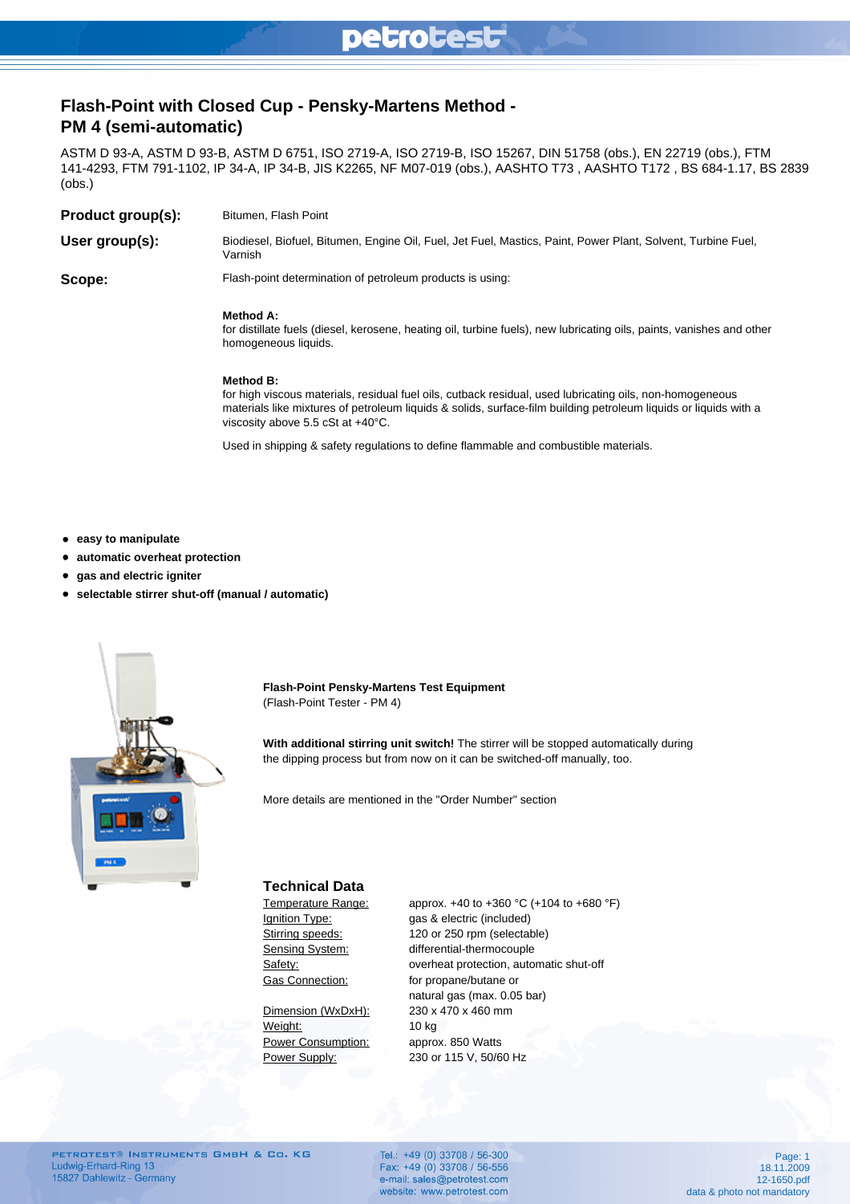# Flash-Point with Closed Cup - Pensky-Martens Method - PM 4 (semi-automatic)

ASTM D 93-A, ASTM D 93-B, ASTM D 6751, ISO 2719-A, ISO 2719-B, ISO 15267, DIN 51758 (obs.), EN 22719 (obs.), FTM 141-4293, FTM 791-1102, IP 34-A, IP 34-B, JIS K2265, NF M07-019 (obs.), AASHTO T73 , AASHTO T172 , BS 684-1.17, BS 2839 (obs.)

**Product group(s):** Bitumen, Flash Point

**User group(s):** Biodiesel, Biofuel, Bitumen, Engine Oil, Fuel, Jet Fuel, Mastics, Paint, Power Plant, Solvent, Turbine Fuel, Varnish

**Scope:** Flash-point determination of petroleum products is using:

**Method A:**
for distillate fuels (diesel, kerosene, heating oil, turbine fuels), new lubricating oils, paints, vanishes and other homogeneous liquids.

**Method B:**
for high viscous materials, residual fuel oils, cutback residual, used lubricating oils, non-homogeneous materials like mixtures of petroleum liquids & solids, surface-film building petroleum liquids or liquids with a viscosity above 5.5 cSt at +40°C.

Used in shipping & safety regulations to define flammable and combustible materials.

- **easy to manipulate**
- **automatic overheat protection**
- **gas and electric igniter**
- **selectable stirrer shut-off (manual / automatic)**

**Flash-Point Pensky-Martens Test Equipment**
(Flash-Point Tester - PM 4)

**With additional stirring unit switch!** The stirrer will be stopped automatically during the dipping process but from now on it can be switched-off manually, too.

More details are mentioned in the "Order Number" section

## Technical Data

| | |
|---|---|
| Temperature Range: | approx. +40 to +360 °C (+104 to +680 °F) |
| Ignition Type: | gas & electric (included) |
| Stirring speeds: | 120 or 250 rpm (selectable) |
| Sensing System: | differential-thermocouple |
| Safety: | overheat protection, automatic shut-off |
| Gas Connection: | for propane/butane or natural gas (max. 0.05 bar) |
| Dimension (WxDxH): | 230 x 470 x 460 mm |
| Weight: | 10 kg |
| Power Consumption: | approx. 850 Watts |
| Power Supply: | 230 or 115 V, 50/60 Hz |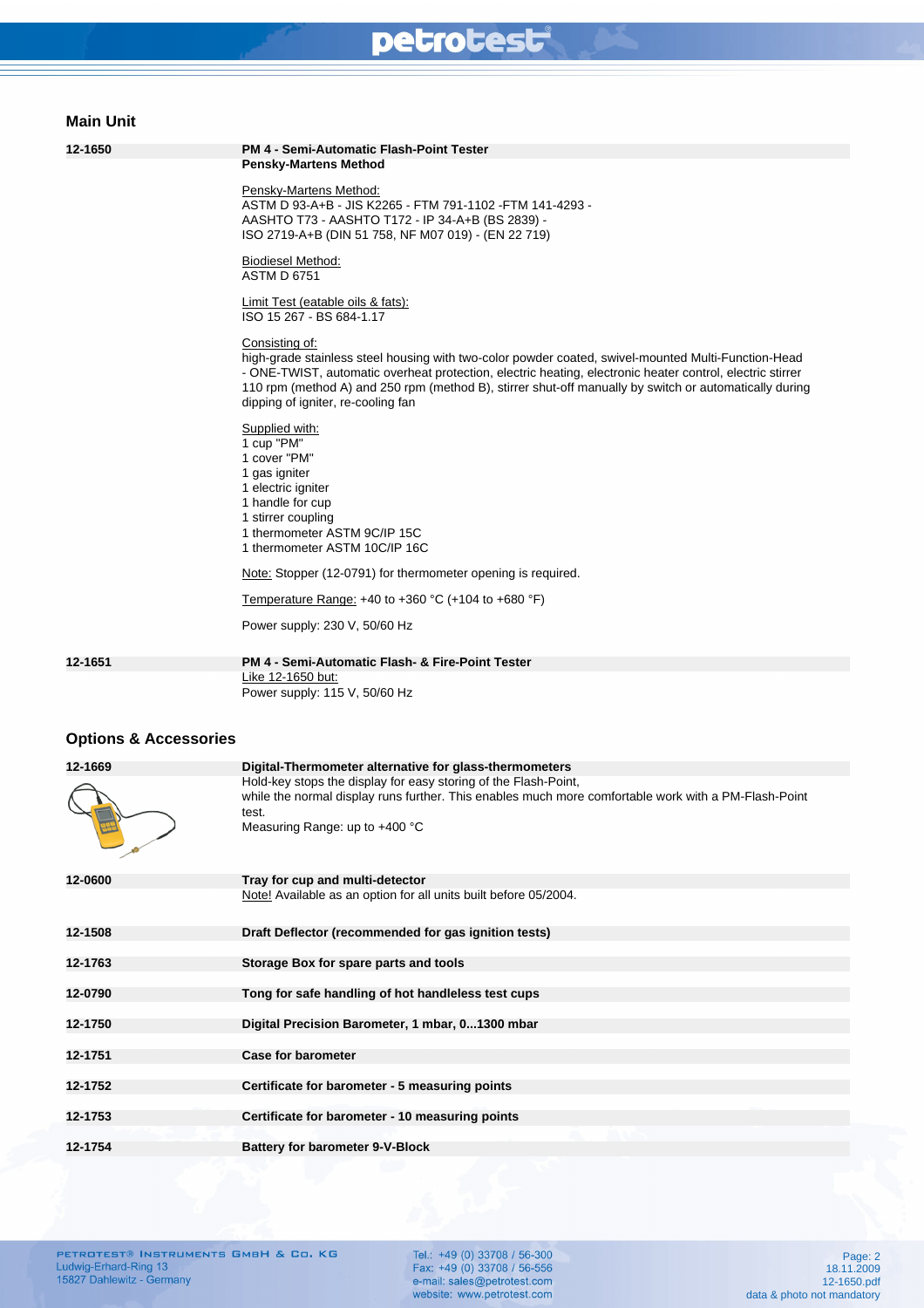## Main Unit

**12-1650** **PM 4 - Semi-Automatic Flash-Point Tester**
**Pensky-Martens Method**

Pensky-Martens Method:
ASTM D 93-A+B - JIS K2265 - FTM 791-1102 -FTM 141-4293 -
AASHTO T73 - AASHTO T172 - IP 34-A+B (BS 2839) -
ISO 2719-A+B (DIN 51 758, NF M07 019) - (EN 22 719)

Biodiesel Method:
ASTM D 6751

Limit Test (eatable oils & fats):
ISO 15 267 - BS 684-1.17

Consisting of:
high-grade stainless steel housing with two-color powder coated, swivel-mounted Multi-Function-Head - ONE-TWIST, automatic overheat protection, electric heating, electronic heater control, electric stirrer 110 rpm (method A) and 250 rpm (method B), stirrer shut-off manually by switch or automatically during dipping of igniter, re-cooling fan

Supplied with:
1 cup "PM"
1 cover "PM"
1 gas igniter
1 electric igniter
1 handle for cup
1 stirrer coupling
1 thermometer ASTM 9C/IP 15C
1 thermometer ASTM 10C/IP 16C

Note: Stopper (12-0791) for thermometer opening is required.

Temperature Range: +40 to +360 °C (+104 to +680 °F)

Power supply: 230 V, 50/60 Hz

**12-1651** **PM 4 - Semi-Automatic Flash- & Fire-Point Tester**
Like 12-1650 but:
Power supply: 115 V, 50/60 Hz

## Options & Accessories

**12-1669** **Digital-Thermometer alternative for glass-thermometers**
Hold-key stops the display for easy storing of the Flash-Point, while the normal display runs further. This enables much more comfortable work with a PM-Flash-Point test.
Measuring Range: up to +400 °C

**12-0600** **Tray for cup and multi-detector**
Note! Available as an option for all units built before 05/2004.

**12-1508** **Draft Deflector (recommended for gas ignition tests)**

**12-1763** **Storage Box for spare parts and tools**

**12-0790** **Tong for safe handling of hot handleless test cups**

**12-1750** **Digital Precision Barometer, 1 mbar, 0...1300 mbar**

**12-1751** **Case for barometer**

**12-1752** **Certificate for barometer - 5 measuring points**

**12-1753** **Certificate for barometer - 10 measuring points**

**12-1754** **Battery for barometer 9-V-Block**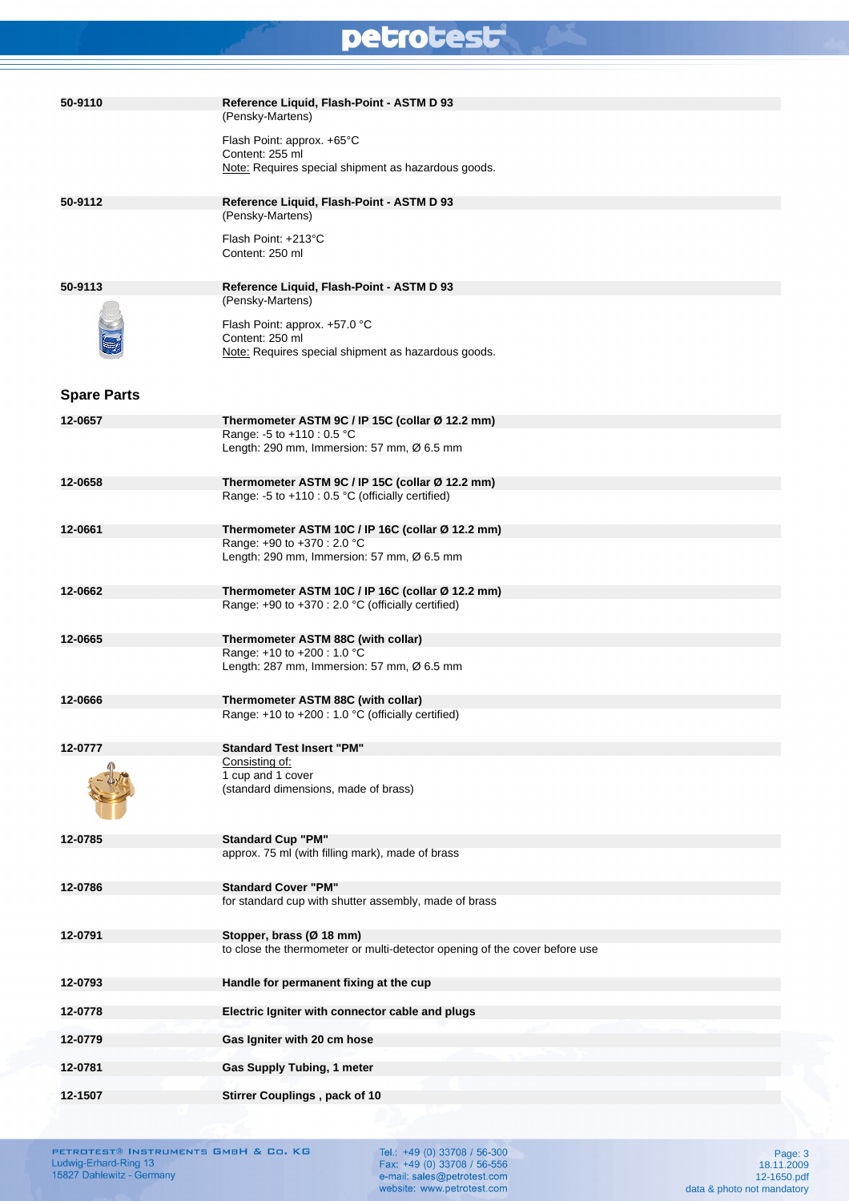**50-9110** — **Reference Liquid, Flash-Point - ASTM D 93**
(Pensky-Martens)

Flash Point: approx. +65°C
Content: 255 ml
Note: Requires special shipment as hazardous goods.

**50-9112** — **Reference Liquid, Flash-Point - ASTM D 93**
(Pensky-Martens)

Flash Point: +213°C
Content: 250 ml

**50-9113** — **Reference Liquid, Flash-Point - ASTM D 93**
(Pensky-Martens)

Flash Point: approx. +57.0 °C
Content: 250 ml
Note: Requires special shipment as hazardous goods.

## Spare Parts

**12-0657** — **Thermometer ASTM 9C / IP 15C (collar Ø 12.2 mm)**
Range: -5 to +110 : 0.5 °C
Length: 290 mm, Immersion: 57 mm, Ø 6.5 mm

**12-0658** — **Thermometer ASTM 9C / IP 15C (collar Ø 12.2 mm)**
Range: -5 to +110 : 0.5 °C (officially certified)

**12-0661** — **Thermometer ASTM 10C / IP 16C (collar Ø 12.2 mm)**
Range: +90 to +370 : 2.0 °C
Length: 290 mm, Immersion: 57 mm, Ø 6.5 mm

**12-0662** — **Thermometer ASTM 10C / IP 16C (collar Ø 12.2 mm)**
Range: +90 to +370 : 2.0 °C (officially certified)

**12-0665** — **Thermometer ASTM 88C (with collar)**
Range: +10 to +200 : 1.0 °C
Length: 287 mm, Immersion: 57 mm, Ø 6.5 mm

**12-0666** — **Thermometer ASTM 88C (with collar)**
Range: +10 to +200 : 1.0 °C (officially certified)

**12-0777** — **Standard Test Insert "PM"**
Consisting of:
1 cup and 1 cover
(standard dimensions, made of brass)

**12-0785** — **Standard Cup "PM"**
approx. 75 ml (with filling mark), made of brass

**12-0786** — **Standard Cover "PM"**
for standard cup with shutter assembly, made of brass

**12-0791** — **Stopper, brass (Ø 18 mm)**
to close the thermometer or multi-detector opening of the cover before use

**12-0793** — **Handle for permanent fixing at the cup**

**12-0778** — **Electric Igniter with connector cable and plugs**

**12-0779** — **Gas Igniter with 20 cm hose**

**12-0781** — **Gas Supply Tubing, 1 meter**

**12-1507** — **Stirrer Couplings , pack of 10**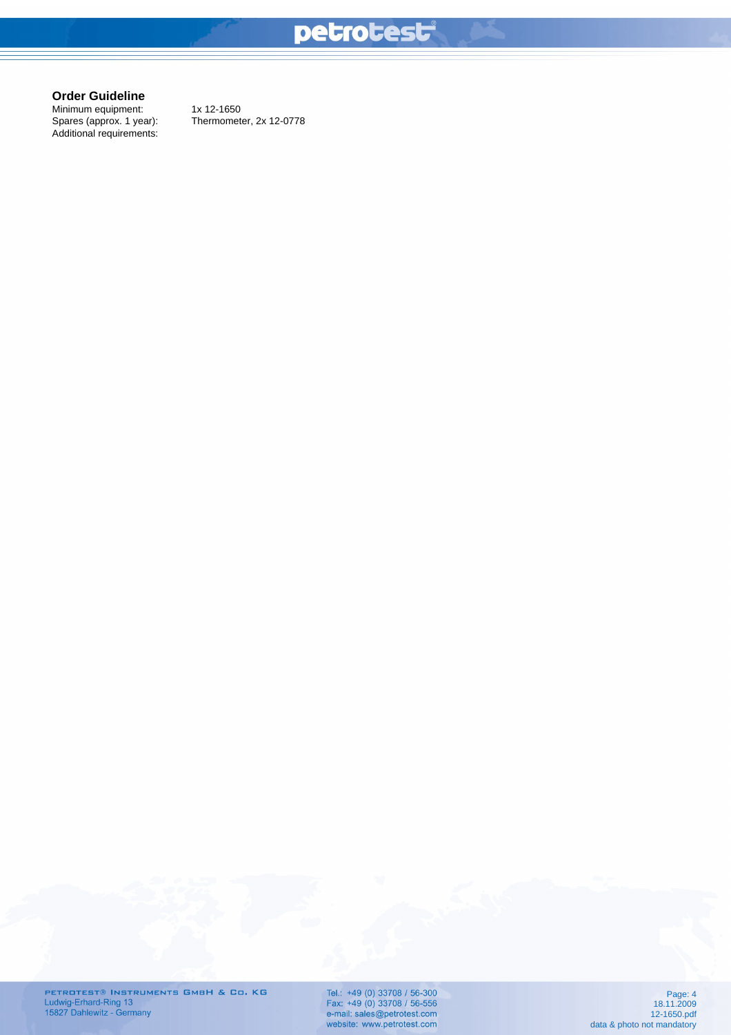**Order Guideline**

| | |
|---|---|
| Minimum equipment: | 1x 12-1650 |
| Spares (approx. 1 year): | Thermometer, 2x 12-0778 |
| Additional requirements: | |